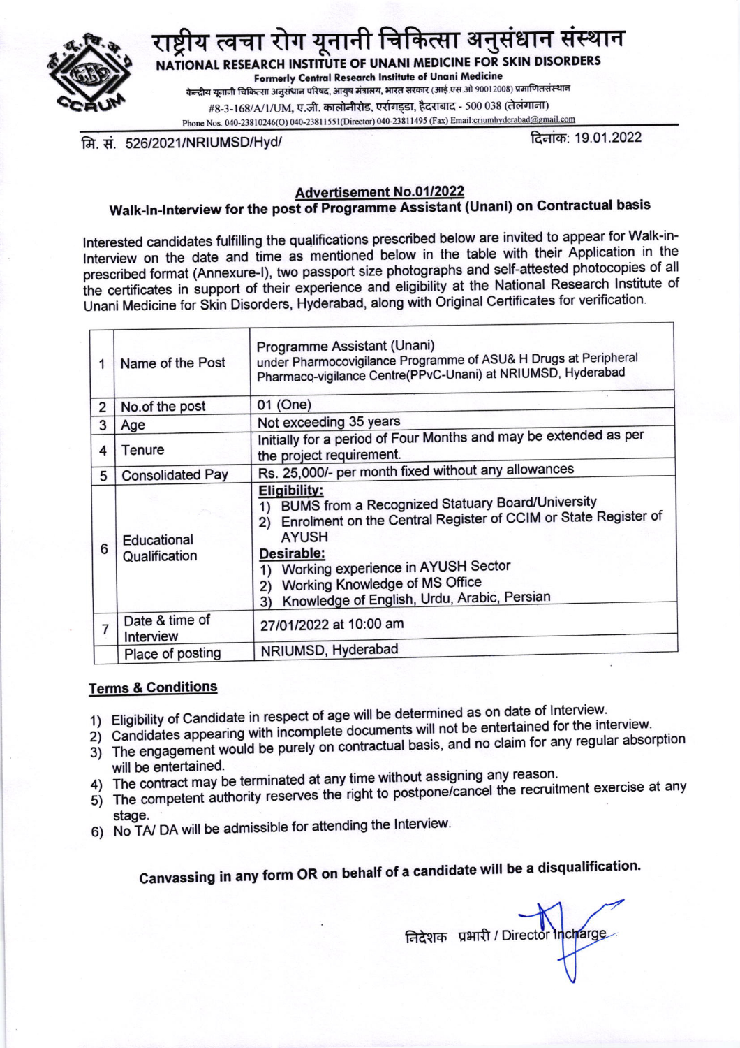# राष्ट्रीय त्वचा रोग यूनानी चिकित्सा अनुसंधान संस्थान

**NATIONAL RESEARCH INSTITUTE OF UNANI MEDICINE FOR SKIN DISORDERS**

**Formerly Central Research Institute of Unani Medicine**

केन्द्रीय यूनानी चिकित्सा अनुसंधान परिषद, आयुष मंत्रालय, भारत सरकार (आई.एस.ओ 90012008) प्रमाणितसंस्थान

#8-3-168/A/1/UM, ए.जी. कालोनीरोड, एर्रागड्डा, हैदराबाद - 500 038 (तेलंगाना)

Phone Nos. 040-23810246(O) 040-23811551(Director) 040-23811495 (Fax) Email:criumhyderabad@gmail.com

मि. सं. 526/2021/NRIUMSD/Hyd/ दिनांक: 19.01.2022

## Advertisement No.01/2022

### Walk-In-Interview for the post of Programme Assistant (Unani) on Contractual basis

Interested candidates fulfilling the qualifications prescribed below are invited to appear for Walk-in-Interview on the date and time as mentioned below in the table with their Application in the prescribed format (Annexure-I), two passport size photographs and self-attested photocopies of all the certificates in support of their experience and eligibility at the National Research Institute of Unani Medicine for Skin Disorders, Hyderabad, along with Original Certificates for verification.

| | | |
|---|---|---|
| 1 | Name of the Post | Programme Assistant (Unani) under Pharmocovigilance Programme of ASU& H Drugs at Peripheral Pharmaco-vigilance Centre(PPvC-Unani) at NRIUMSD, Hyderabad |
| 2 | No.of the post | 01 (One) |
| 3 | Age | Not exceeding 35 years |
| 4 | Tenure | Initially for a period of Four Months and may be extended as per the project requirement. |
| 5 | Consolidated Pay | Rs. 25,000/- per month fixed without any allowances |
| 6 | Educational Qualification | **Eligibility:** 1) BUMS from a Recognized Statuary Board/University 2) Enrolment on the Central Register of CCIM or State Register of AYUSH **Desirable:** 1) Working experience in AYUSH Sector 2) Working Knowledge of MS Office 3) Knowledge of English, Urdu, Arabic, Persian |
| 7 | Date & time of Interview | 27/01/2022 at 10:00 am |
| | Place of posting | NRIUMSD, Hyderabad |

**Terms & Conditions**

1) Eligibility of Candidate in respect of age will be determined as on date of Interview.
2) Candidates appearing with incomplete documents will not be entertained for the interview.
3) The engagement would be purely on contractual basis, and no claim for any regular absorption will be entertained.
4) The contract may be terminated at any time without assigning any reason.
5) The competent authority reserves the right to postpone/cancel the recruitment exercise at any stage.
6) No TA/ DA will be admissible for attending the Interview.

**Canvassing in any form OR on behalf of a candidate will be a disqualification.**

निदेशक प्रभारी / Director Incharge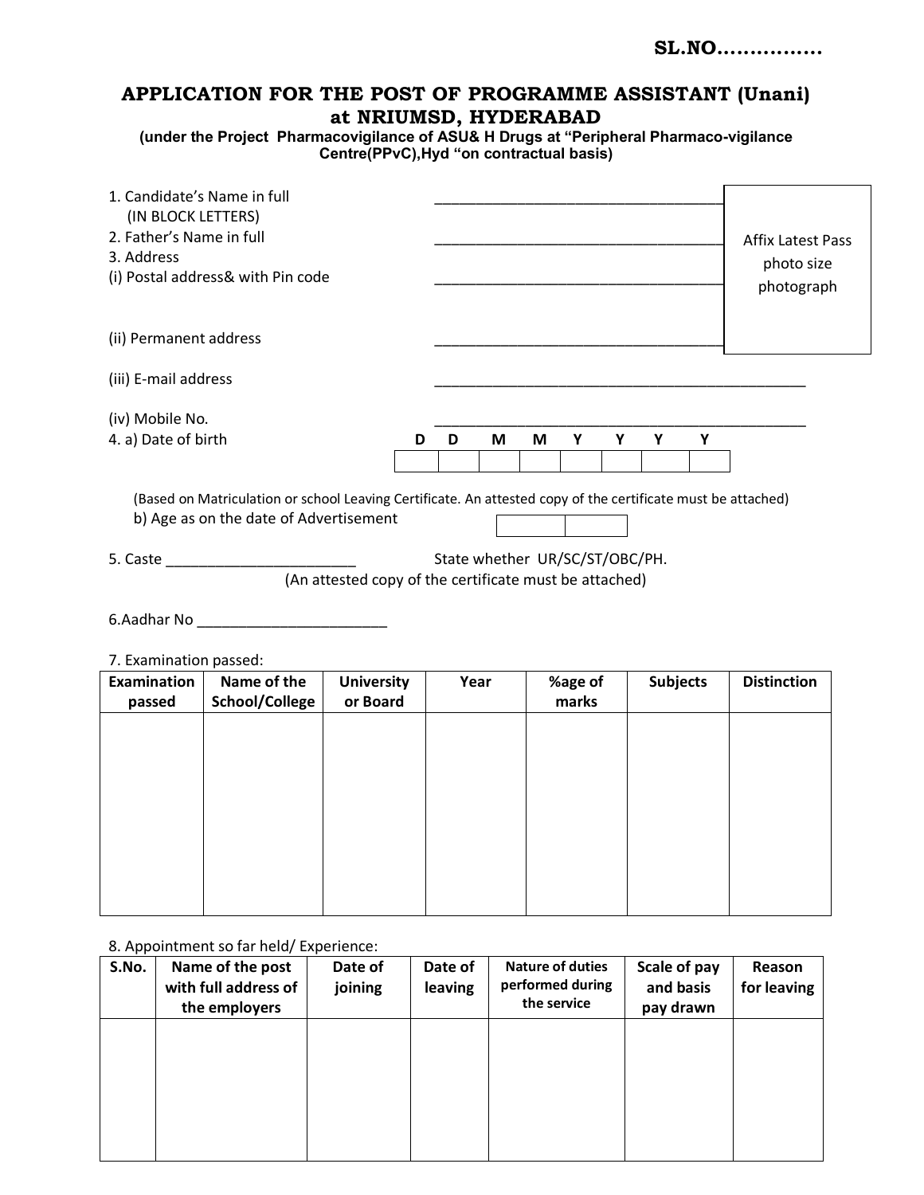SL.NO................

# APPLICATION FOR THE POST OF PROGRAMME ASSISTANT (Unani) at NRIUMSD, HYDERABAD

**(under the Project Pharmacovigilance of ASU& H Drugs at "Peripheral Pharmaco-vigilance Centre(PPvC),Hyd "on contractual basis)**

Affix Latest Pass photo size photograph

1. Candidate's Name in full (IN BLOCK LETTERS) ___________________________________
2. Father's Name in full ___________________________________
3. Address
   (i) Postal address& with Pin code ___________________________________

   (ii) Permanent address ___________________________________

   (iii) E-mail address ___________________________________

   (iv) Mobile No. ___________________________________
4. a) Date of birth

| D | D | M | M | Y | Y | Y | Y |
|---|---|---|---|---|---|---|---|
| | | | | | | | |

(Based on Matriculation or school Leaving Certificate. An attested copy of the certificate must be attached)

b) Age as on the date of Advertisement

| | |
|---|---|
| | |

5. Caste _______________________ State whether UR/SC/ST/OBC/PH.
   (An attested copy of the certificate must be attached)

6. Aadhar No _______________________

7. Examination passed:

| Examination passed | Name of the School/College | University or Board | Year | %age of marks | Subjects | Distinction |
|---|---|---|---|---|---|---|
| | | | | | | |

8. Appointment so far held/ Experience:

| S.No. | Name of the post with full address of the employers | Date of joining | Date of leaving | Nature of duties performed during the service | Scale of pay and basis pay drawn | Reason for leaving |
|---|---|---|---|---|---|---|
| | | | | | | |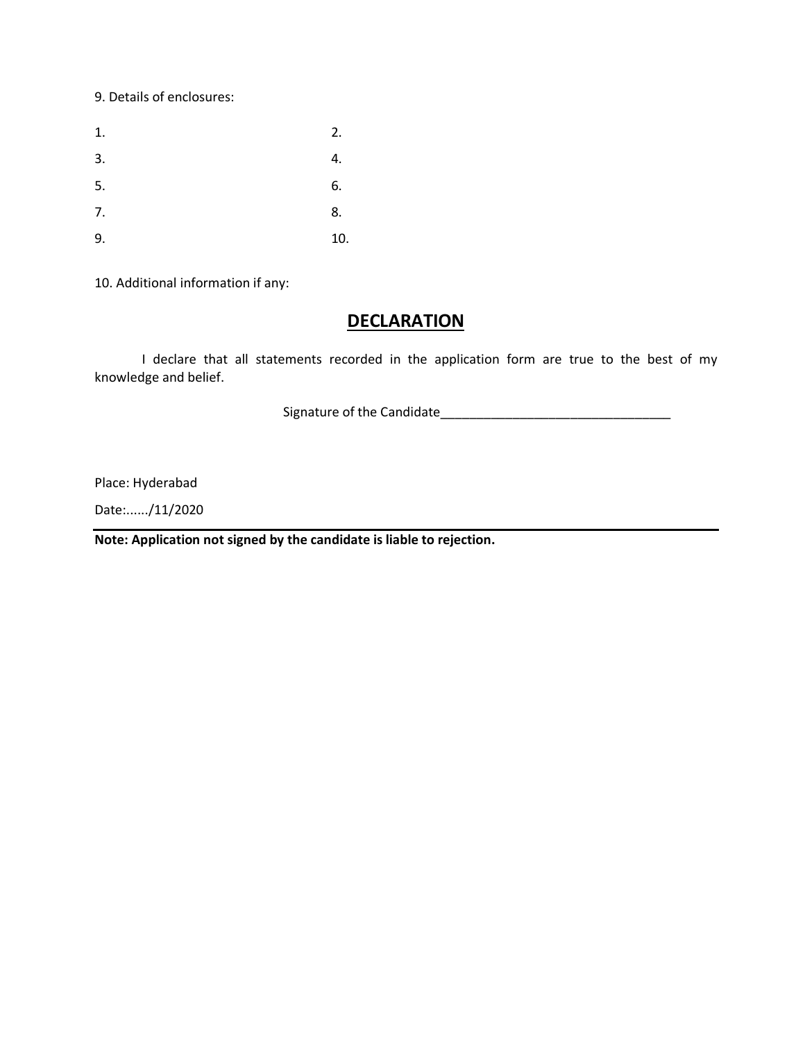9. Details of enclosures:

| | |
|---|---|
| 1. | 2. |
| 3. | 4. |
| 5. | 6. |
| 7. | 8. |
| 9. | 10. |

10. Additional information if any:

## DECLARATION

I declare that all statements recorded in the application form are true to the best of my knowledge and belief.

Signature of the Candidate________________________________

Place: Hyderabad

Date:....../11/2020

---

**Note: Application not signed by the candidate is liable to rejection.**